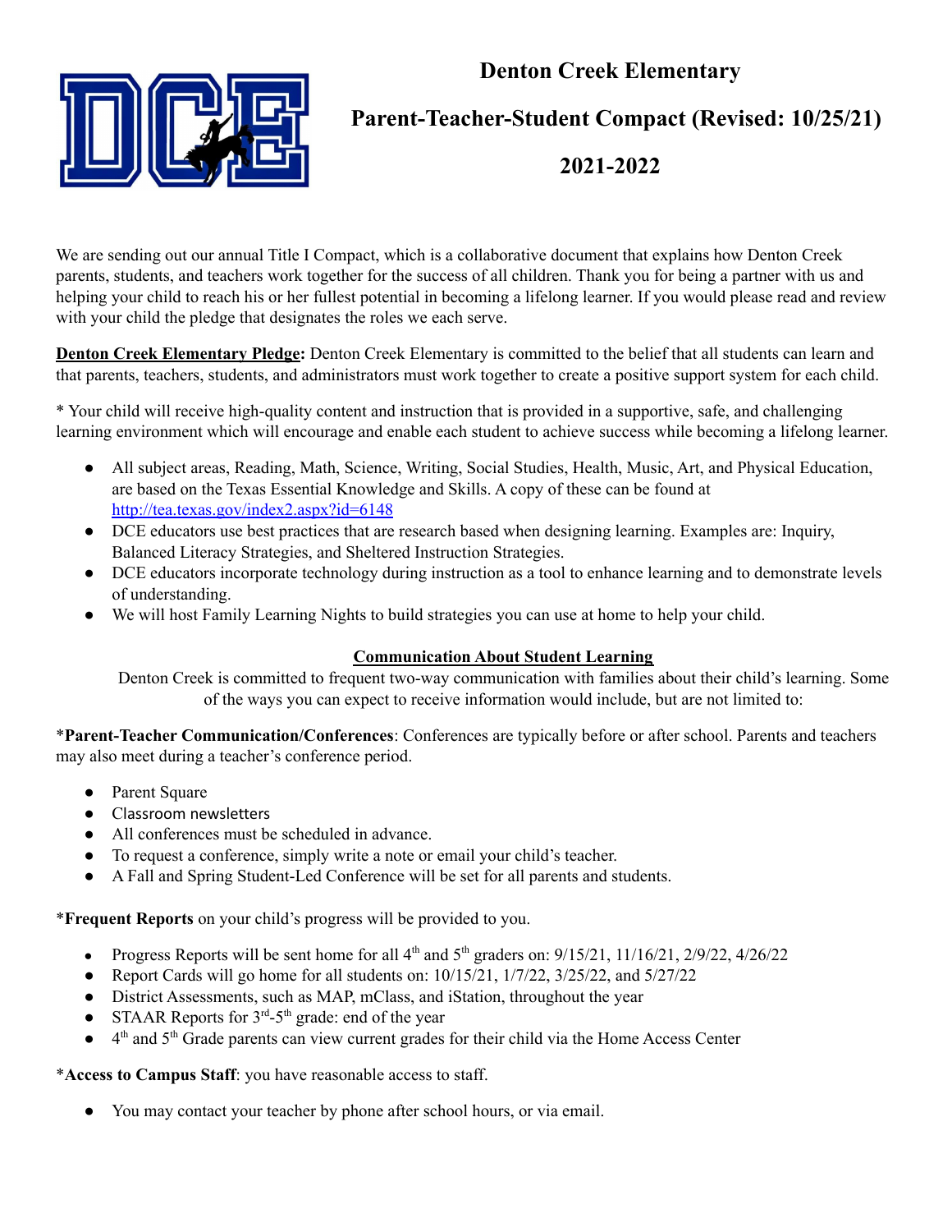# Denton Creek Elementary

## Parent-Teacher-Student Compact (Revised: 10/25/21)

## 2021-2022

We are sending out our annual Title I Compact, which is a collaborative document that explains how Denton Creek parents, students, and teachers work together for the success of all children. Thank you for being a partner with us and helping your child to reach his or her fullest potential in becoming a lifelong learner. If you would please read and review with your child the pledge that designates the roles we each serve.

**Denton Creek Elementary Pledge:** Denton Creek Elementary is committed to the belief that all students can learn and that parents, teachers, students, and administrators must work together to create a positive support system for each child.

* Your child will receive high-quality content and instruction that is provided in a supportive, safe, and challenging learning environment which will encourage and enable each student to achieve success while becoming a lifelong learner.

- All subject areas, Reading, Math, Science, Writing, Social Studies, Health, Music, Art, and Physical Education, are based on the Texas Essential Knowledge and Skills. A copy of these can be found at http://tea.texas.gov/index2.aspx?id=6148
- DCE educators use best practices that are research based when designing learning. Examples are: Inquiry, Balanced Literacy Strategies, and Sheltered Instruction Strategies.
- DCE educators incorporate technology during instruction as a tool to enhance learning and to demonstrate levels of understanding.
- We will host Family Learning Nights to build strategies you can use at home to help your child.

### Communication About Student Learning

Denton Creek is committed to frequent two-way communication with families about their child's learning. Some of the ways you can expect to receive information would include, but are not limited to:

***Parent-Teacher Communication/Conferences**: Conferences are typically before or after school. Parents and teachers may also meet during a teacher's conference period.

- Parent Square
- Classroom newsletters
- All conferences must be scheduled in advance.
- To request a conference, simply write a note or email your child's teacher.
- A Fall and Spring Student-Led Conference will be set for all parents and students.

***Frequent Reports** on your child's progress will be provided to you.

- Progress Reports will be sent home for all 4th and 5th graders on: 9/15/21, 11/16/21, 2/9/22, 4/26/22
- Report Cards will go home for all students on: 10/15/21, 1/7/22, 3/25/22, and 5/27/22
- District Assessments, such as MAP, mClass, and iStation, throughout the year
- STAAR Reports for 3rd-5th grade: end of the year
- 4th and 5th Grade parents can view current grades for their child via the Home Access Center

***Access to Campus Staff**: you have reasonable access to staff.

- You may contact your teacher by phone after school hours, or via email.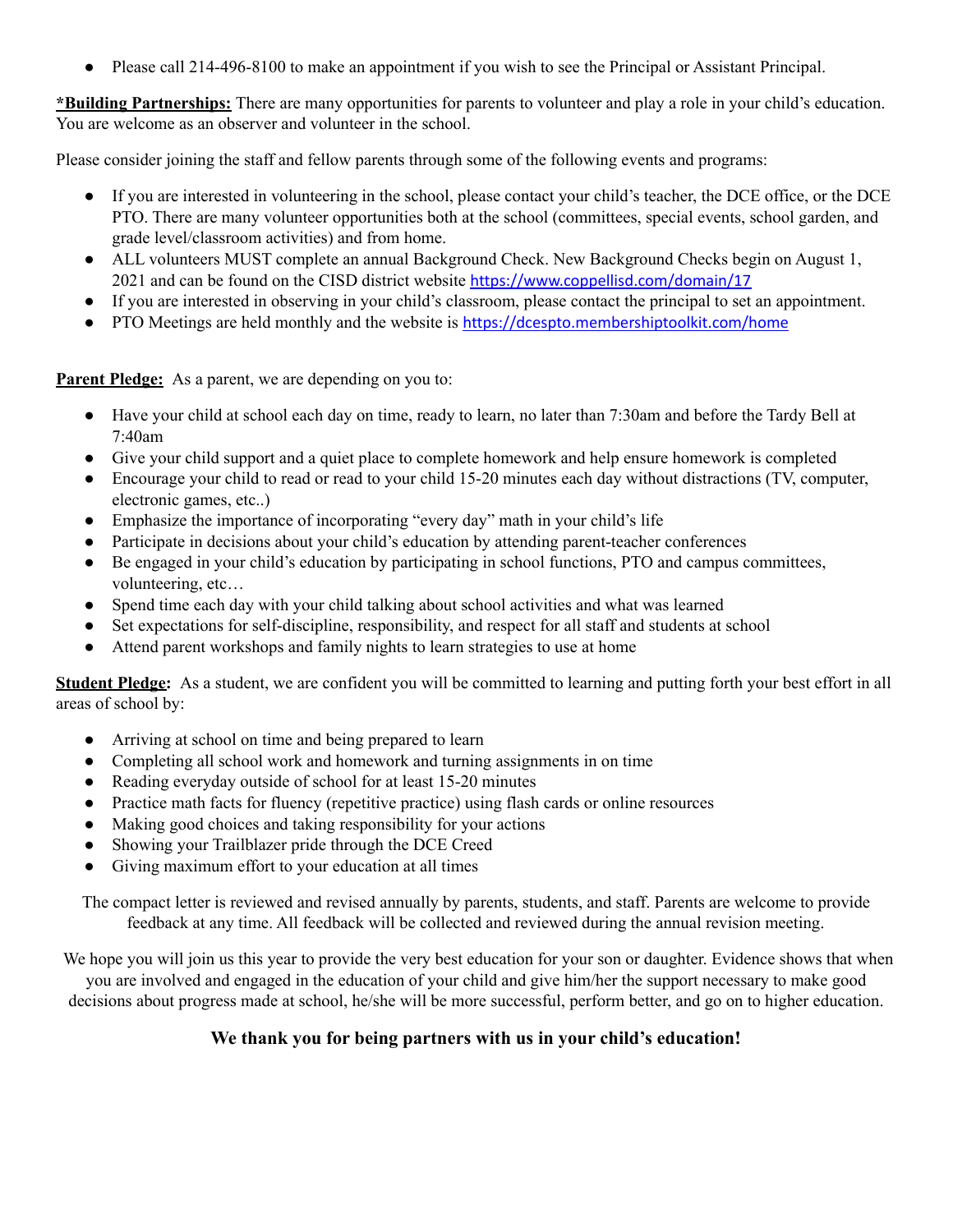- Please call 214-496-8100 to make an appointment if you wish to see the Principal or Assistant Principal.

***Building Partnerships:** There are many opportunities for parents to volunteer and play a role in your child's education. You are welcome as an observer and volunteer in the school.

Please consider joining the staff and fellow parents through some of the following events and programs:

- If you are interested in volunteering in the school, please contact your child's teacher, the DCE office, or the DCE PTO. There are many volunteer opportunities both at the school (committees, special events, school garden, and grade level/classroom activities) and from home.
- ALL volunteers MUST complete an annual Background Check. New Background Checks begin on August 1, 2021 and can be found on the CISD district website https://www.coppellisd.com/domain/17
- If you are interested in observing in your child's classroom, please contact the principal to set an appointment.
- PTO Meetings are held monthly and the website is https://dcespto.membershiptoolkit.com/home

**Parent Pledge:** As a parent, we are depending on you to:

- Have your child at school each day on time, ready to learn, no later than 7:30am and before the Tardy Bell at 7:40am
- Give your child support and a quiet place to complete homework and help ensure homework is completed
- Encourage your child to read or read to your child 15-20 minutes each day without distractions (TV, computer, electronic games, etc..)
- Emphasize the importance of incorporating "every day" math in your child's life
- Participate in decisions about your child's education by attending parent-teacher conferences
- Be engaged in your child's education by participating in school functions, PTO and campus committees, volunteering, etc…
- Spend time each day with your child talking about school activities and what was learned
- Set expectations for self-discipline, responsibility, and respect for all staff and students at school
- Attend parent workshops and family nights to learn strategies to use at home

**Student Pledge:** As a student, we are confident you will be committed to learning and putting forth your best effort in all areas of school by:

- Arriving at school on time and being prepared to learn
- Completing all school work and homework and turning assignments in on time
- Reading everyday outside of school for at least 15-20 minutes
- Practice math facts for fluency (repetitive practice) using flash cards or online resources
- Making good choices and taking responsibility for your actions
- Showing your Trailblazer pride through the DCE Creed
- Giving maximum effort to your education at all times

The compact letter is reviewed and revised annually by parents, students, and staff. Parents are welcome to provide feedback at any time. All feedback will be collected and reviewed during the annual revision meeting.

We hope you will join us this year to provide the very best education for your son or daughter. Evidence shows that when you are involved and engaged in the education of your child and give him/her the support necessary to make good decisions about progress made at school, he/she will be more successful, perform better, and go on to higher education.

**We thank you for being partners with us in your child's education!**